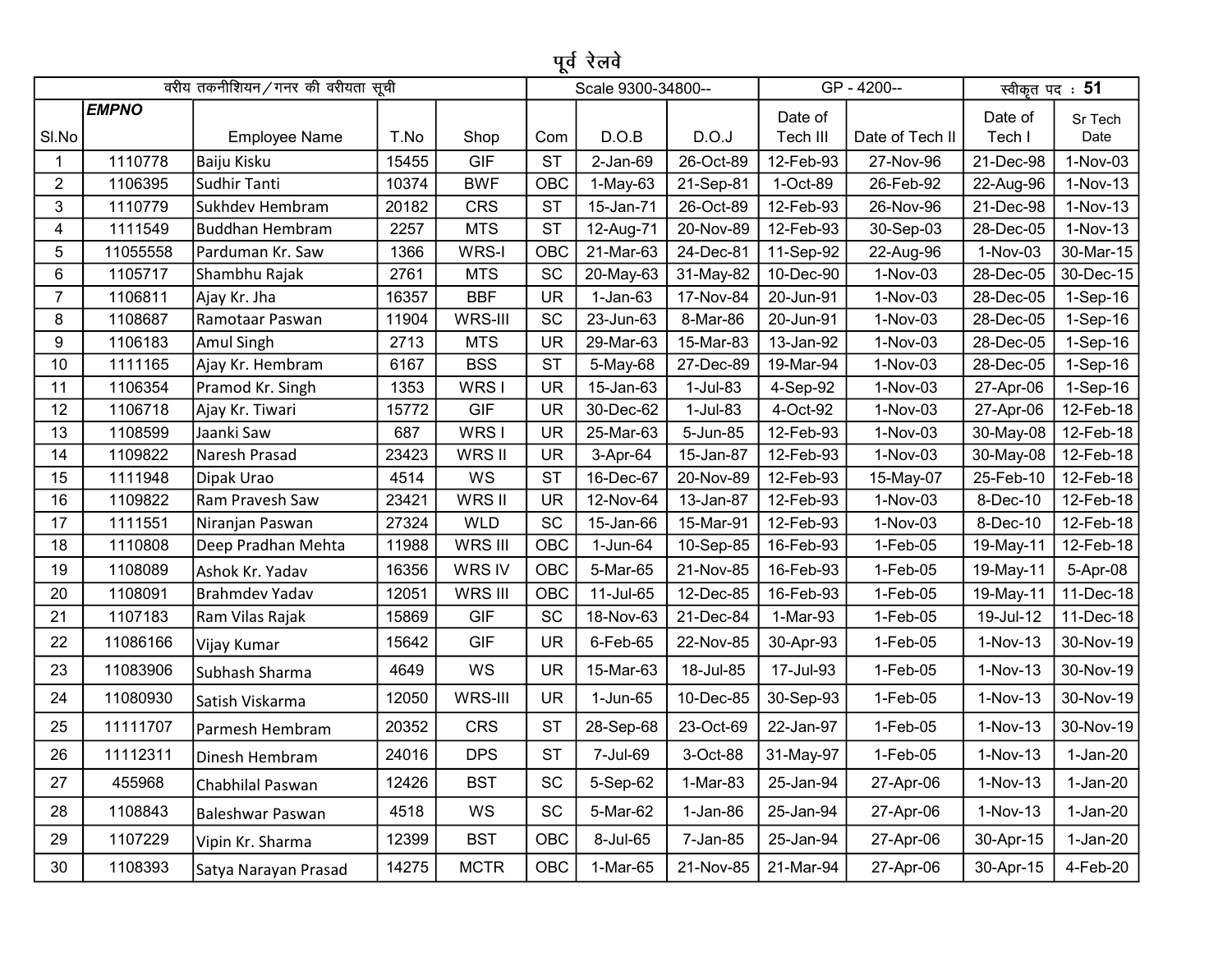# पूर्व रेलवे

| वरीय तकनीशियन/गनर की वरीयता सूची | | | | | Scale 9300-34800-- | | GP - 4200-- | | स्वीकृत पद : **51** | |
|---|---|---|---|---|---|---|---|---|---|---|
| Sl.No | ***EMPNO*** | Employee Name | T.No | Shop | Com | D.O.B | D.O.J | Date of Tech III | Date of Tech II | Date of Tech I | Sr Tech Date |
| 1 | 1110778 | Baiju Kisku | 15455 | GIF | ST | 2-Jan-69 | 26-Oct-89 | 12-Feb-93 | 27-Nov-96 | 21-Dec-98 | 1-Nov-03 |
| 2 | 1106395 | Sudhir Tanti | 10374 | BWF | OBC | 1-May-63 | 21-Sep-81 | 1-Oct-89 | 26-Feb-92 | 22-Aug-96 | 1-Nov-13 |
| 3 | 1110779 | Sukhdev Hembram | 20182 | CRS | ST | 15-Jan-71 | 26-Oct-89 | 12-Feb-93 | 26-Nov-96 | 21-Dec-98 | 1-Nov-13 |
| 4 | 1111549 | Buddhan Hembram | 2257 | MTS | ST | 12-Aug-71 | 20-Nov-89 | 12-Feb-93 | 30-Sep-03 | 28-Dec-05 | 1-Nov-13 |
| 5 | 11055558 | Parduman Kr. Saw | 1366 | WRS-I | OBC | 21-Mar-63 | 24-Dec-81 | 11-Sep-92 | 22-Aug-96 | 1-Nov-03 | 30-Mar-15 |
| 6 | 1105717 | Shambhu Rajak | 2761 | MTS | SC | 20-May-63 | 31-May-82 | 10-Dec-90 | 1-Nov-03 | 28-Dec-05 | 30-Dec-15 |
| 7 | 1106811 | Ajay Kr. Jha | 16357 | BBF | UR | 1-Jan-63 | 17-Nov-84 | 20-Jun-91 | 1-Nov-03 | 28-Dec-05 | 1-Sep-16 |
| 8 | 1108687 | Ramotaar Paswan | 11904 | WRS-III | SC | 23-Jun-63 | 8-Mar-86 | 20-Jun-91 | 1-Nov-03 | 28-Dec-05 | 1-Sep-16 |
| 9 | 1106183 | Amul Singh | 2713 | MTS | UR | 29-Mar-63 | 15-Mar-83 | 13-Jan-92 | 1-Nov-03 | 28-Dec-05 | 1-Sep-16 |
| 10 | 1111165 | Ajay Kr. Hembram | 6167 | BSS | ST | 5-May-68 | 27-Dec-89 | 19-Mar-94 | 1-Nov-03 | 28-Dec-05 | 1-Sep-16 |
| 11 | 1106354 | Pramod Kr. Singh | 1353 | WRS I | UR | 15-Jan-63 | 1-Jul-83 | 4-Sep-92 | 1-Nov-03 | 27-Apr-06 | 1-Sep-16 |
| 12 | 1106718 | Ajay Kr. Tiwari | 15772 | GIF | UR | 30-Dec-62 | 1-Jul-83 | 4-Oct-92 | 1-Nov-03 | 27-Apr-06 | 12-Feb-18 |
| 13 | 1108599 | Jaanki Saw | 687 | WRS I | UR | 25-Mar-63 | 5-Jun-85 | 12-Feb-93 | 1-Nov-03 | 30-May-08 | 12-Feb-18 |
| 14 | 1109822 | Naresh Prasad | 23423 | WRS II | UR | 3-Apr-64 | 15-Jan-87 | 12-Feb-93 | 1-Nov-03 | 30-May-08 | 12-Feb-18 |
| 15 | 1111948 | Dipak Urao | 4514 | WS | ST | 16-Dec-67 | 20-Nov-89 | 12-Feb-93 | 15-May-07 | 25-Feb-10 | 12-Feb-18 |
| 16 | 1109822 | Ram Pravesh Saw | 23421 | WRS II | UR | 12-Nov-64 | 13-Jan-87 | 12-Feb-93 | 1-Nov-03 | 8-Dec-10 | 12-Feb-18 |
| 17 | 1111551 | Niranjan Paswan | 27324 | WLD | SC | 15-Jan-66 | 15-Mar-91 | 12-Feb-93 | 1-Nov-03 | 8-Dec-10 | 12-Feb-18 |
| 18 | 1110808 | Deep Pradhan Mehta | 11988 | WRS III | OBC | 1-Jun-64 | 10-Sep-85 | 16-Feb-93 | 1-Feb-05 | 19-May-11 | 12-Feb-18 |
| 19 | 1108089 | Ashok Kr. Yadav | 16356 | WRS IV | OBC | 5-Mar-65 | 21-Nov-85 | 16-Feb-93 | 1-Feb-05 | 19-May-11 | 5-Apr-08 |
| 20 | 1108091 | Brahmdev Yadav | 12051 | WRS III | OBC | 11-Jul-65 | 12-Dec-85 | 16-Feb-93 | 1-Feb-05 | 19-May-11 | 11-Dec-18 |
| 21 | 1107183 | Ram Vilas Rajak | 15869 | GIF | SC | 18-Nov-63 | 21-Dec-84 | 1-Mar-93 | 1-Feb-05 | 19-Jul-12 | 11-Dec-18 |
| 22 | 11086166 | Vijay Kumar | 15642 | GIF | UR | 6-Feb-65 | 22-Nov-85 | 30-Apr-93 | 1-Feb-05 | 1-Nov-13 | 30-Nov-19 |
| 23 | 11083906 | Subhash Sharma | 4649 | WS | UR | 15-Mar-63 | 18-Jul-85 | 17-Jul-93 | 1-Feb-05 | 1-Nov-13 | 30-Nov-19 |
| 24 | 11080930 | Satish Viskarma | 12050 | WRS-III | UR | 1-Jun-65 | 10-Dec-85 | 30-Sep-93 | 1-Feb-05 | 1-Nov-13 | 30-Nov-19 |
| 25 | 11111707 | Parmesh Hembram | 20352 | CRS | ST | 28-Sep-68 | 23-Oct-69 | 22-Jan-97 | 1-Feb-05 | 1-Nov-13 | 30-Nov-19 |
| 26 | 11112311 | Dinesh Hembram | 24016 | DPS | ST | 7-Jul-69 | 3-Oct-88 | 31-May-97 | 1-Feb-05 | 1-Nov-13 | 1-Jan-20 |
| 27 | 455968 | Chabhilal Paswan | 12426 | BST | SC | 5-Sep-62 | 1-Mar-83 | 25-Jan-94 | 27-Apr-06 | 1-Nov-13 | 1-Jan-20 |
| 28 | 1108843 | Baleshwar Paswan | 4518 | WS | SC | 5-Mar-62 | 1-Jan-86 | 25-Jan-94 | 27-Apr-06 | 1-Nov-13 | 1-Jan-20 |
| 29 | 1107229 | Vipin Kr. Sharma | 12399 | BST | OBC | 8-Jul-65 | 7-Jan-85 | 25-Jan-94 | 27-Apr-06 | 30-Apr-15 | 1-Jan-20 |
| 30 | 1108393 | Satya Narayan Prasad | 14275 | MCTR | OBC | 1-Mar-65 | 21-Nov-85 | 21-Mar-94 | 27-Apr-06 | 30-Apr-15 | 4-Feb-20 |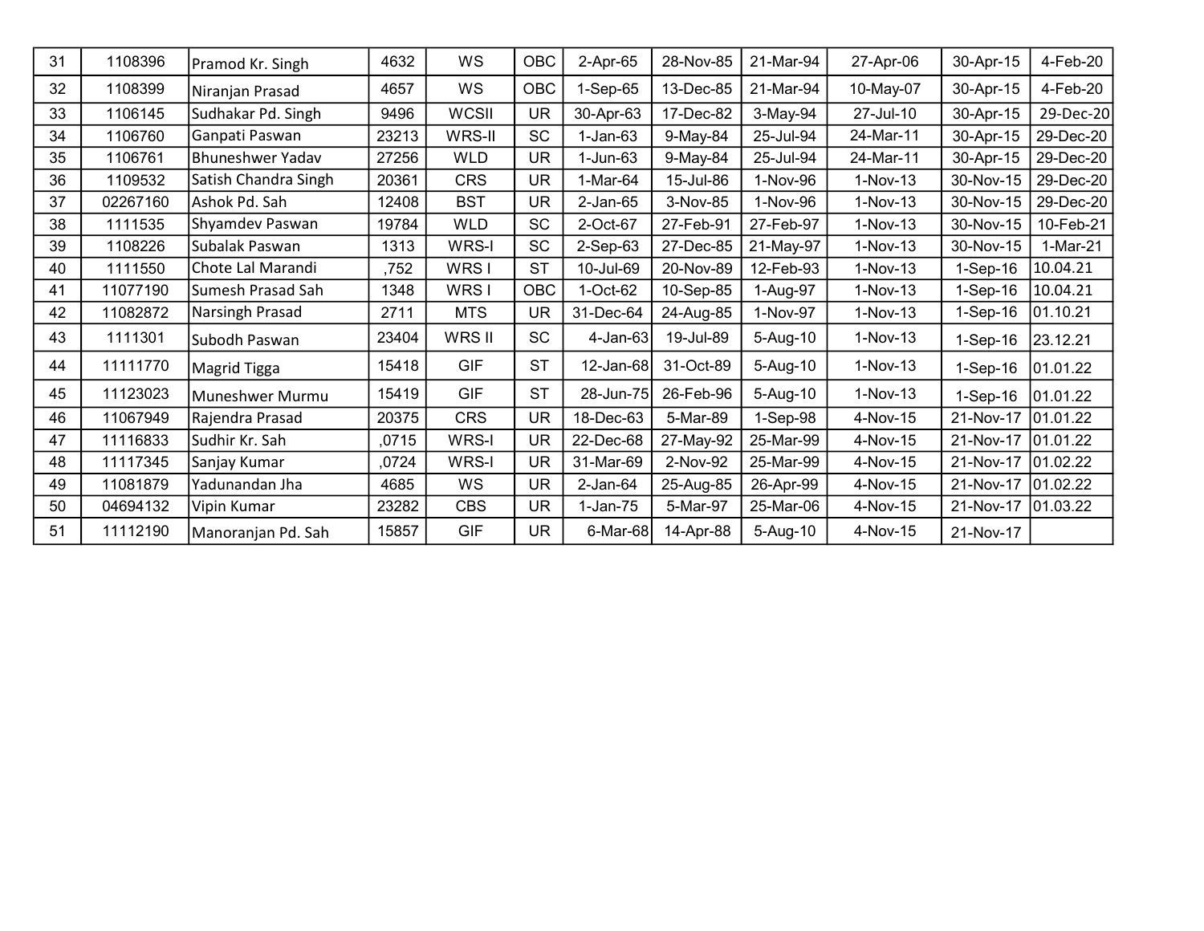| | | | | | | | | | | | |
|---|---|---|---|---|---|---|---|---|---|---|---|
| 31 | 1108396 | Pramod Kr. Singh | 4632 | WS | OBC | 2-Apr-65 | 28-Nov-85 | 21-Mar-94 | 27-Apr-06 | 30-Apr-15 | 4-Feb-20 |
| 32 | 1108399 | Niranjan Prasad | 4657 | WS | OBC | 1-Sep-65 | 13-Dec-85 | 21-Mar-94 | 10-May-07 | 30-Apr-15 | 4-Feb-20 |
| 33 | 1106145 | Sudhakar Pd. Singh | 9496 | WCSII | UR | 30-Apr-63 | 17-Dec-82 | 3-May-94 | 27-Jul-10 | 30-Apr-15 | 29-Dec-20 |
| 34 | 1106760 | Ganpati Paswan | 23213 | WRS-II | SC | 1-Jan-63 | 9-May-84 | 25-Jul-94 | 24-Mar-11 | 30-Apr-15 | 29-Dec-20 |
| 35 | 1106761 | Bhuneshwer Yadav | 27256 | WLD | UR | 1-Jun-63 | 9-May-84 | 25-Jul-94 | 24-Mar-11 | 30-Apr-15 | 29-Dec-20 |
| 36 | 1109532 | Satish Chandra Singh | 20361 | CRS | UR | 1-Mar-64 | 15-Jul-86 | 1-Nov-96 | 1-Nov-13 | 30-Nov-15 | 29-Dec-20 |
| 37 | 02267160 | Ashok Pd. Sah | 12408 | BST | UR | 2-Jan-65 | 3-Nov-85 | 1-Nov-96 | 1-Nov-13 | 30-Nov-15 | 29-Dec-20 |
| 38 | 1111535 | Shyamdev Paswan | 19784 | WLD | SC | 2-Oct-67 | 27-Feb-91 | 27-Feb-97 | 1-Nov-13 | 30-Nov-15 | 10-Feb-21 |
| 39 | 1108226 | Subalak Paswan | 1313 | WRS-I | SC | 2-Sep-63 | 27-Dec-85 | 21-May-97 | 1-Nov-13 | 30-Nov-15 | 1-Mar-21 |
| 40 | 1111550 | Chote Lal Marandi | ,752 | WRS I | ST | 10-Jul-69 | 20-Nov-89 | 12-Feb-93 | 1-Nov-13 | 1-Sep-16 | 10.04.21 |
| 41 | 11077190 | Sumesh Prasad Sah | 1348 | WRS I | OBC | 1-Oct-62 | 10-Sep-85 | 1-Aug-97 | 1-Nov-13 | 1-Sep-16 | 10.04.21 |
| 42 | 11082872 | Narsingh Prasad | 2711 | MTS | UR | 31-Dec-64 | 24-Aug-85 | 1-Nov-97 | 1-Nov-13 | 1-Sep-16 | 01.10.21 |
| 43 | 1111301 | Subodh Paswan | 23404 | WRS II | SC | 4-Jan-63 | 19-Jul-89 | 5-Aug-10 | 1-Nov-13 | 1-Sep-16 | 23.12.21 |
| 44 | 11111770 | Magrid Tigga | 15418 | GIF | ST | 12-Jan-68 | 31-Oct-89 | 5-Aug-10 | 1-Nov-13 | 1-Sep-16 | 01.01.22 |
| 45 | 11123023 | Muneshwer Murmu | 15419 | GIF | ST | 28-Jun-75 | 26-Feb-96 | 5-Aug-10 | 1-Nov-13 | 1-Sep-16 | 01.01.22 |
| 46 | 11067949 | Rajendra Prasad | 20375 | CRS | UR | 18-Dec-63 | 5-Mar-89 | 1-Sep-98 | 4-Nov-15 | 21-Nov-17 | 01.01.22 |
| 47 | 11116833 | Sudhir Kr. Sah | ,0715 | WRS-I | UR | 22-Dec-68 | 27-May-92 | 25-Mar-99 | 4-Nov-15 | 21-Nov-17 | 01.01.22 |
| 48 | 11117345 | Sanjay Kumar | ,0724 | WRS-I | UR | 31-Mar-69 | 2-Nov-92 | 25-Mar-99 | 4-Nov-15 | 21-Nov-17 | 01.02.22 |
| 49 | 11081879 | Yadunandan Jha | 4685 | WS | UR | 2-Jan-64 | 25-Aug-85 | 26-Apr-99 | 4-Nov-15 | 21-Nov-17 | 01.02.22 |
| 50 | 04694132 | Vipin Kumar | 23282 | CBS | UR | 1-Jan-75 | 5-Mar-97 | 25-Mar-06 | 4-Nov-15 | 21-Nov-17 | 01.03.22 |
| 51 | 11112190 | Manoranjan Pd. Sah | 15857 | GIF | UR | 6-Mar-68 | 14-Apr-88 | 5-Aug-10 | 4-Nov-15 | 21-Nov-17 | |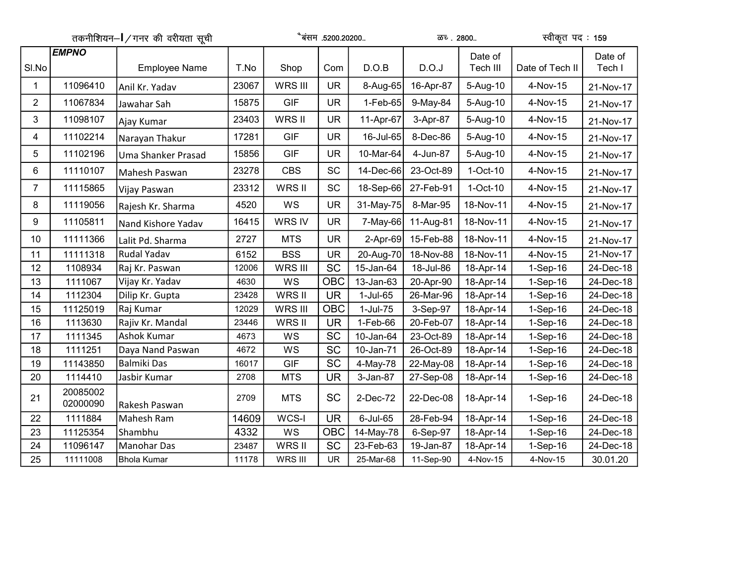तकनीशियन–I/गनर की वरीयता सूची ^बंसम .5200.20200.. ळच . 2800.. स्वीकृत पद : 159

| Sl.No | EMPNO | Employee Name | T.No | Shop | Com | D.O.B | D.O.J | Date of Tech III | Date of Tech II | Date of Tech I |
|---|---|---|---|---|---|---|---|---|---|---|
| 1 | 11096410 | Anil Kr. Yadav | 23067 | WRS III | UR | 8-Aug-65 | 16-Apr-87 | 5-Aug-10 | 4-Nov-15 | 21-Nov-17 |
| 2 | 11067834 | Jawahar Sah | 15875 | GIF | UR | 1-Feb-65 | 9-May-84 | 5-Aug-10 | 4-Nov-15 | 21-Nov-17 |
| 3 | 11098107 | Ajay Kumar | 23403 | WRS II | UR | 11-Apr-67 | 3-Apr-87 | 5-Aug-10 | 4-Nov-15 | 21-Nov-17 |
| 4 | 11102214 | Narayan Thakur | 17281 | GIF | UR | 16-Jul-65 | 8-Dec-86 | 5-Aug-10 | 4-Nov-15 | 21-Nov-17 |
| 5 | 11102196 | Uma Shanker Prasad | 15856 | GIF | UR | 10-Mar-64 | 4-Jun-87 | 5-Aug-10 | 4-Nov-15 | 21-Nov-17 |
| 6 | 11110107 | Mahesh Paswan | 23278 | CBS | SC | 14-Dec-66 | 23-Oct-89 | 1-Oct-10 | 4-Nov-15 | 21-Nov-17 |
| 7 | 11115865 | Vijay Paswan | 23312 | WRS II | SC | 18-Sep-66 | 27-Feb-91 | 1-Oct-10 | 4-Nov-15 | 21-Nov-17 |
| 8 | 11119056 | Rajesh Kr. Sharma | 4520 | WS | UR | 31-May-75 | 8-Mar-95 | 18-Nov-11 | 4-Nov-15 | 21-Nov-17 |
| 9 | 11105811 | Nand Kishore Yadav | 16415 | WRS IV | UR | 7-May-66 | 11-Aug-81 | 18-Nov-11 | 4-Nov-15 | 21-Nov-17 |
| 10 | 11111366 | Lalit Pd. Sharma | 2727 | MTS | UR | 2-Apr-69 | 15-Feb-88 | 18-Nov-11 | 4-Nov-15 | 21-Nov-17 |
| 11 | 11111318 | Rudal Yadav | 6152 | BSS | UR | 20-Aug-70 | 18-Nov-88 | 18-Nov-11 | 4-Nov-15 | 21-Nov-17 |
| 12 | 1108934 | Raj Kr. Paswan | 12006 | WRS III | SC | 15-Jan-64 | 18-Jul-86 | 18-Apr-14 | 1-Sep-16 | 24-Dec-18 |
| 13 | 1111067 | Vijay Kr. Yadav | 4630 | WS | OBC | 13-Jan-63 | 20-Apr-90 | 18-Apr-14 | 1-Sep-16 | 24-Dec-18 |
| 14 | 1112304 | Dilip Kr. Gupta | 23428 | WRS II | UR | 1-Jul-65 | 26-Mar-96 | 18-Apr-14 | 1-Sep-16 | 24-Dec-18 |
| 15 | 11125019 | Raj Kumar | 12029 | WRS III | OBC | 1-Jul-75 | 3-Sep-97 | 18-Apr-14 | 1-Sep-16 | 24-Dec-18 |
| 16 | 1113630 | Rajiv Kr. Mandal | 23446 | WRS II | UR | 1-Feb-66 | 20-Feb-07 | 18-Apr-14 | 1-Sep-16 | 24-Dec-18 |
| 17 | 1111345 | Ashok Kumar | 4673 | WS | SC | 10-Jan-64 | 23-Oct-89 | 18-Apr-14 | 1-Sep-16 | 24-Dec-18 |
| 18 | 1111251 | Daya Nand Paswan | 4672 | WS | SC | 10-Jan-71 | 26-Oct-89 | 18-Apr-14 | 1-Sep-16 | 24-Dec-18 |
| 19 | 11143850 | Balmiki Das | 16017 | GIF | SC | 4-May-78 | 22-May-08 | 18-Apr-14 | 1-Sep-16 | 24-Dec-18 |
| 20 | 1114410 | Jasbir Kumar | 2708 | MTS | UR | 3-Jan-87 | 27-Sep-08 | 18-Apr-14 | 1-Sep-16 | 24-Dec-18 |
| 21 | 20085002 02000090 | Rakesh Paswan | 2709 | MTS | SC | 2-Dec-72 | 22-Dec-08 | 18-Apr-14 | 1-Sep-16 | 24-Dec-18 |
| 22 | 1111884 | Mahesh Ram | 14609 | WCS-I | UR | 6-Jul-65 | 28-Feb-94 | 18-Apr-14 | 1-Sep-16 | 24-Dec-18 |
| 23 | 11125354 | Shambhu | 4332 | WS | OBC | 14-May-78 | 6-Sep-97 | 18-Apr-14 | 1-Sep-16 | 24-Dec-18 |
| 24 | 11096147 | Manohar Das | 23487 | WRS II | SC | 23-Feb-63 | 19-Jan-87 | 18-Apr-14 | 1-Sep-16 | 24-Dec-18 |
| 25 | 11111008 | Bhola Kumar | 11178 | WRS III | UR | 25-Mar-68 | 11-Sep-90 | 4-Nov-15 | 4-Nov-15 | 30.01.20 |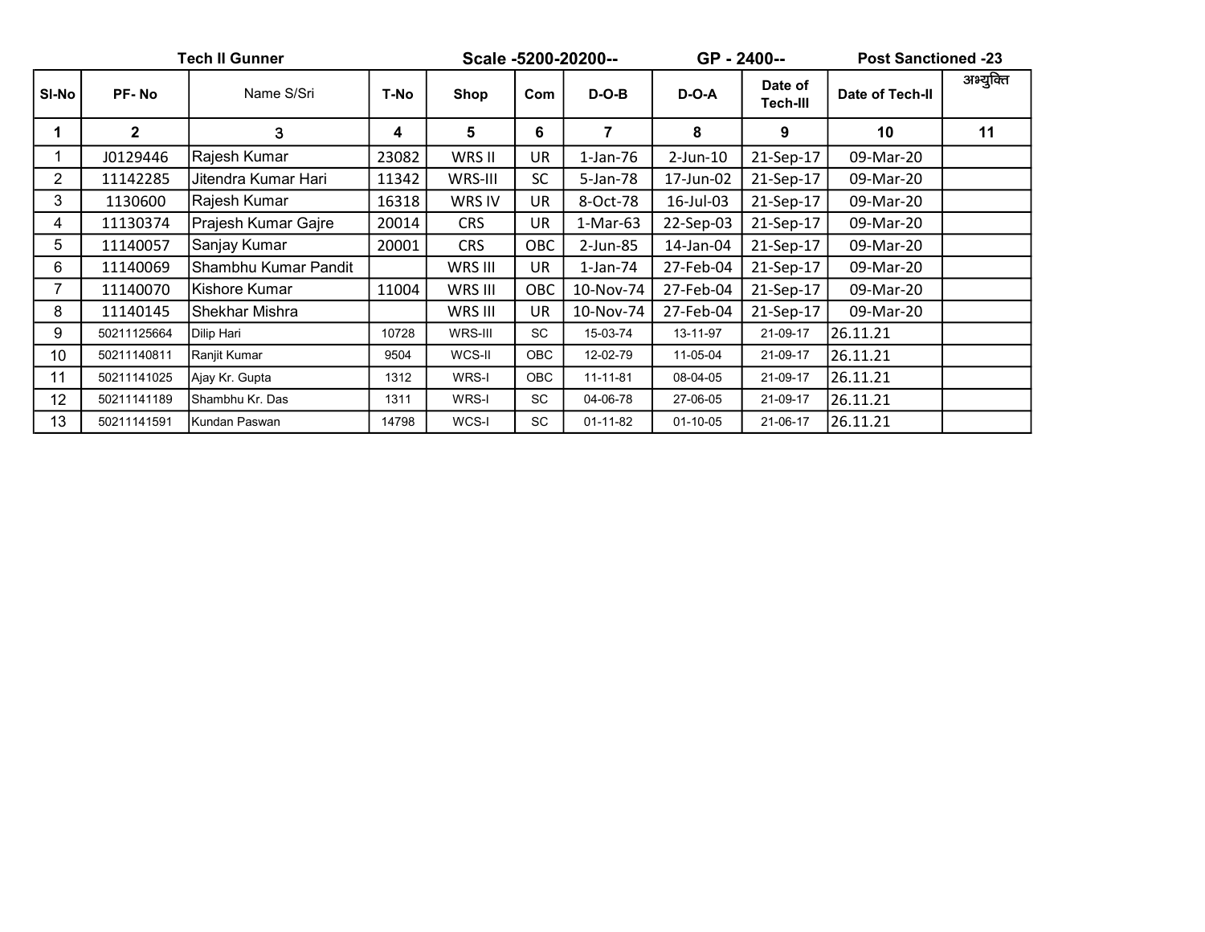**Tech II Gunner** | **Scale -5200-20200--** | **GP - 2400--** | **Post Sanctioned -23**

| Sl-No | PF- No | Name S/Sri | T-No | Shop | Com | D-O-B | D-O-A | Date of Tech-III | Date of Tech-II | अभ्युक्ति |
|---|---|---|---|---|---|---|---|---|---|---|
| 1 | 2 | 3 | 4 | 5 | 6 | 7 | 8 | 9 | 10 | 11 |
| 1 | J0129446 | Rajesh Kumar | 23082 | WRS II | UR | 1-Jan-76 | 2-Jun-10 | 21-Sep-17 | 09-Mar-20 | |
| 2 | 11142285 | Jitendra Kumar Hari | 11342 | WRS-III | SC | 5-Jan-78 | 17-Jun-02 | 21-Sep-17 | 09-Mar-20 | |
| 3 | 1130600 | Rajesh Kumar | 16318 | WRS IV | UR | 8-Oct-78 | 16-Jul-03 | 21-Sep-17 | 09-Mar-20 | |
| 4 | 11130374 | Prajesh Kumar Gajre | 20014 | CRS | UR | 1-Mar-63 | 22-Sep-03 | 21-Sep-17 | 09-Mar-20 | |
| 5 | 11140057 | Sanjay Kumar | 20001 | CRS | OBC | 2-Jun-85 | 14-Jan-04 | 21-Sep-17 | 09-Mar-20 | |
| 6 | 11140069 | Shambhu Kumar Pandit | | WRS III | UR | 1-Jan-74 | 27-Feb-04 | 21-Sep-17 | 09-Mar-20 | |
| 7 | 11140070 | Kishore Kumar | 11004 | WRS III | OBC | 10-Nov-74 | 27-Feb-04 | 21-Sep-17 | 09-Mar-20 | |
| 8 | 11140145 | Shekhar Mishra | | WRS III | UR | 10-Nov-74 | 27-Feb-04 | 21-Sep-17 | 09-Mar-20 | |
| 9 | 50211125664 | Dilip Hari | 10728 | WRS-III | SC | 15-03-74 | 13-11-97 | 21-09-17 | 26.11.21 | |
| 10 | 50211140811 | Ranjit Kumar | 9504 | WCS-II | OBC | 12-02-79 | 11-05-04 | 21-09-17 | 26.11.21 | |
| 11 | 50211141025 | Ajay Kr. Gupta | 1312 | WRS-I | OBC | 11-11-81 | 08-04-05 | 21-09-17 | 26.11.21 | |
| 12 | 50211141189 | Shambhu Kr. Das | 1311 | WRS-I | SC | 04-06-78 | 27-06-05 | 21-09-17 | 26.11.21 | |
| 13 | 50211141591 | Kundan Paswan | 14798 | WCS-I | SC | 01-11-82 | 01-10-05 | 21-06-17 | 26.11.21 | |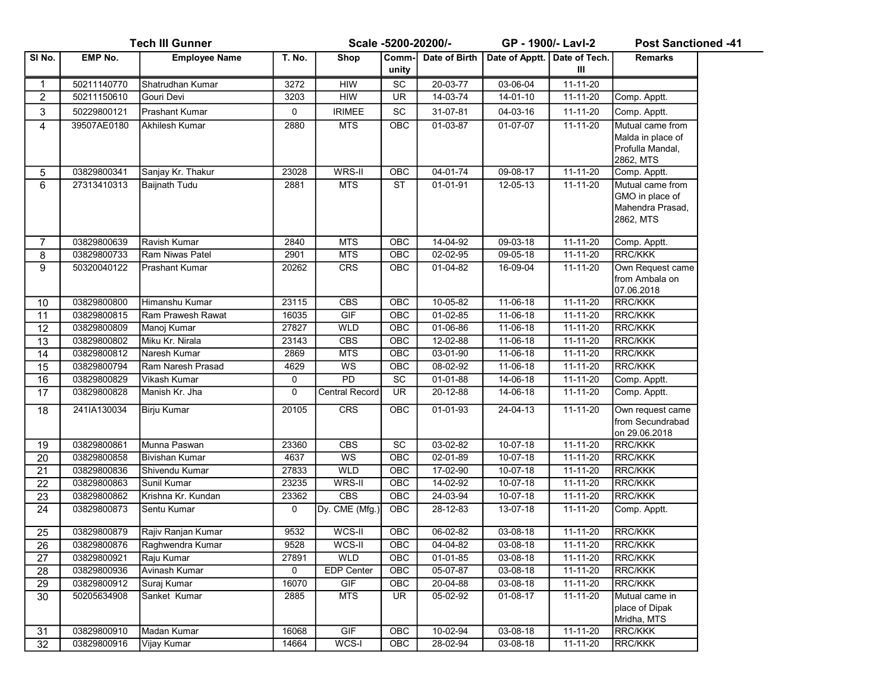Tech III Gunner    Scale -5200-20200/-    GP - 1900/- Lavl-2    Post Sanctioned -41

| Sl No. | EMP No. | Employee Name | T. No. | Shop | Comm-unity | Date of Birth | Date of Apptt. | Date of Tech. III | Remarks |
|---|---|---|---|---|---|---|---|---|---|
| 1 | 50211140770 | Shatrudhan Kumar | 3272 | HIW | SC | 20-03-77 | 03-06-04 | 11-11-20 | |
| 2 | 50211150610 | Gouri Devi | 3203 | HIW | UR | 14-03-74 | 14-01-10 | 11-11-20 | Comp. Apptt. |
| 3 | 50229800121 | Prashant Kumar | 0 | IRIMEE | SC | 31-07-81 | 04-03-16 | 11-11-20 | Comp. Apptt. |
| 4 | 39507AE0180 | Akhilesh Kumar | 2880 | MTS | OBC | 01-03-87 | 01-07-07 | 11-11-20 | Mutual came from Malda in place of Profulla Mandal, 2862, MTS |
| 5 | 03829800341 | Sanjay Kr. Thakur | 23028 | WRS-II | OBC | 04-01-74 | 09-08-17 | 11-11-20 | Comp. Apptt. |
| 6 | 27313410313 | Baijnath Tudu | 2881 | MTS | ST | 01-01-91 | 12-05-13 | 11-11-20 | Mutual came from GMO in place of Mahendra Prasad, 2862, MTS |
| 7 | 03829800639 | Ravish Kumar | 2840 | MTS | OBC | 14-04-92 | 09-03-18 | 11-11-20 | Comp. Apptt. |
| 8 | 03829800733 | Ram Niwas Patel | 2901 | MTS | OBC | 02-02-95 | 09-05-18 | 11-11-20 | RRC/KKK |
| 9 | 50320040122 | Prashant Kumar | 20262 | CRS | OBC | 01-04-82 | 16-09-04 | 11-11-20 | Own Request came from Ambala on 07.06.2018 |
| 10 | 03829800800 | Himanshu Kumar | 23115 | CBS | OBC | 10-05-82 | 11-06-18 | 11-11-20 | RRC/KKK |
| 11 | 03829800815 | Ram Prawesh Rawat | 16035 | GIF | OBC | 01-02-85 | 11-06-18 | 11-11-20 | RRC/KKK |
| 12 | 03829800809 | Manoj Kumar | 27827 | WLD | OBC | 01-06-86 | 11-06-18 | 11-11-20 | RRC/KKK |
| 13 | 03829800802 | Miku Kr. Nirala | 23143 | CBS | OBC | 12-02-88 | 11-06-18 | 11-11-20 | RRC/KKK |
| 14 | 03829800812 | Naresh Kumar | 2869 | MTS | OBC | 03-01-90 | 11-06-18 | 11-11-20 | RRC/KKK |
| 15 | 03829800794 | Ram Naresh Prasad | 4629 | WS | OBC | 08-02-92 | 11-06-18 | 11-11-20 | RRC/KKK |
| 16 | 03829800829 | Vikash Kumar | 0 | PD | SC | 01-01-88 | 14-06-18 | 11-11-20 | Comp. Apptt. |
| 17 | 03829800828 | Manish Kr. Jha | 0 | Central Record | UR | 20-12-88 | 14-06-18 | 11-11-20 | Comp. Apptt. |
| 18 | 241IA130034 | Birju Kumar | 20105 | CRS | OBC | 01-01-93 | 24-04-13 | 11-11-20 | Own request came from Secundrabad on 29.06.2018 |
| 19 | 03829800861 | Munna Paswan | 23360 | CBS | SC | 03-02-82 | 10-07-18 | 11-11-20 | RRC/KKK |
| 20 | 03829800858 | Bivishan Kumar | 4637 | WS | OBC | 02-01-89 | 10-07-18 | 11-11-20 | RRC/KKK |
| 21 | 03829800836 | Shivendu Kumar | 27833 | WLD | OBC | 17-02-90 | 10-07-18 | 11-11-20 | RRC/KKK |
| 22 | 03829800863 | Sunil Kumar | 23235 | WRS-II | OBC | 14-02-92 | 10-07-18 | 11-11-20 | RRC/KKK |
| 23 | 03829800862 | Krishna Kr. Kundan | 23362 | CBS | OBC | 24-03-94 | 10-07-18 | 11-11-20 | RRC/KKK |
| 24 | 03829800873 | Sentu Kumar | 0 | Dy. CME (Mfg.) | OBC | 28-12-83 | 13-07-18 | 11-11-20 | Comp. Apptt. |
| 25 | 03829800879 | Rajiv Ranjan Kumar | 9532 | WCS-II | OBC | 06-02-82 | 03-08-18 | 11-11-20 | RRC/KKK |
| 26 | 03829800876 | Raghwendra Kumar | 9528 | WCS-II | OBC | 04-04-82 | 03-08-18 | 11-11-20 | RRC/KKK |
| 27 | 03829800921 | Raju Kumar | 27891 | WLD | OBC | 01-01-85 | 03-08-18 | 11-11-20 | RRC/KKK |
| 28 | 03829800936 | Avinash Kumar | 0 | EDP Center | OBC | 05-07-87 | 03-08-18 | 11-11-20 | RRC/KKK |
| 29 | 03829800912 | Suraj Kumar | 16070 | GIF | OBC | 20-04-88 | 03-08-18 | 11-11-20 | RRC/KKK |
| 30 | 50205634908 | Sanket Kumar | 2885 | MTS | UR | 05-02-92 | 01-08-17 | 11-11-20 | Mutual came in place of Dipak Mridha, MTS |
| 31 | 03829800910 | Madan Kumar | 16068 | GIF | OBC | 10-02-94 | 03-08-18 | 11-11-20 | RRC/KKK |
| 32 | 03829800916 | Vijay Kumar | 14664 | WCS-I | OBC | 28-02-94 | 03-08-18 | 11-11-20 | RRC/KKK |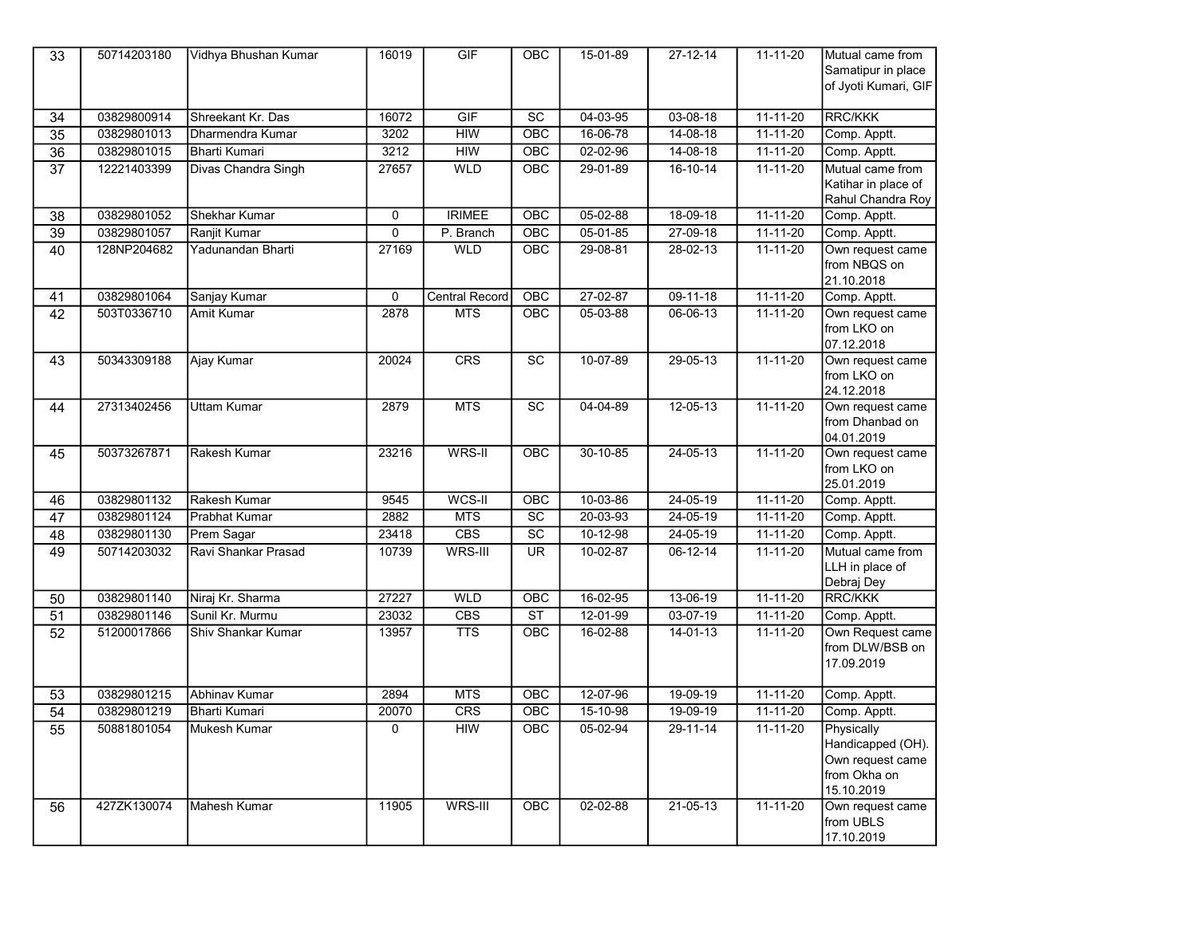| | | | | | | | | | |
|---|---|---|---|---|---|---|---|---|---|
| 33 | 50714203180 | Vidhya Bhushan Kumar | 16019 | GIF | OBC | 15-01-89 | 27-12-14 | 11-11-20 | Mutual came from Samatipur in place of Jyoti Kumari, GIF |
| 34 | 03829800914 | Shreekant Kr. Das | 16072 | GIF | SC | 04-03-95 | 03-08-18 | 11-11-20 | RRC/KKK |
| 35 | 03829801013 | Dharmendra Kumar | 3202 | HIW | OBC | 16-06-78 | 14-08-18 | 11-11-20 | Comp. Apptt. |
| 36 | 03829801015 | Bharti Kumari | 3212 | HIW | OBC | 02-02-96 | 14-08-18 | 11-11-20 | Comp. Apptt. |
| 37 | 12221403399 | Divas Chandra Singh | 27657 | WLD | OBC | 29-01-89 | 16-10-14 | 11-11-20 | Mutual came from Katihar in place of Rahul Chandra Roy |
| 38 | 03829801052 | Shekhar Kumar | 0 | IRIMEE | OBC | 05-02-88 | 18-09-18 | 11-11-20 | Comp. Apptt. |
| 39 | 03829801057 | Ranjit Kumar | 0 | P. Branch | OBC | 05-01-85 | 27-09-18 | 11-11-20 | Comp. Apptt. |
| 40 | 128NP204682 | Yadunandan Bharti | 27169 | WLD | OBC | 29-08-81 | 28-02-13 | 11-11-20 | Own request came from NBQS on 21.10.2018 |
| 41 | 03829801064 | Sanjay Kumar | 0 | Central Record | OBC | 27-02-87 | 09-11-18 | 11-11-20 | Comp. Apptt. |
| 42 | 503T0336710 | Amit Kumar | 2878 | MTS | OBC | 05-03-88 | 06-06-13 | 11-11-20 | Own request came from LKO on 07.12.2018 |
| 43 | 50343309188 | Ajay Kumar | 20024 | CRS | SC | 10-07-89 | 29-05-13 | 11-11-20 | Own request came from LKO on 24.12.2018 |
| 44 | 27313402456 | Uttam Kumar | 2879 | MTS | SC | 04-04-89 | 12-05-13 | 11-11-20 | Own request came from Dhanbad on 04.01.2019 |
| 45 | 50373267871 | Rakesh Kumar | 23216 | WRS-II | OBC | 30-10-85 | 24-05-13 | 11-11-20 | Own request came from LKO on 25.01.2019 |
| 46 | 03829801132 | Rakesh Kumar | 9545 | WCS-II | OBC | 10-03-86 | 24-05-19 | 11-11-20 | Comp. Apptt. |
| 47 | 03829801124 | Prabhat Kumar | 2882 | MTS | SC | 20-03-93 | 24-05-19 | 11-11-20 | Comp. Apptt. |
| 48 | 03829801130 | Prem Sagar | 23418 | CBS | SC | 10-12-98 | 24-05-19 | 11-11-20 | Comp. Apptt. |
| 49 | 50714203032 | Ravi Shankar Prasad | 10739 | WRS-III | UR | 10-02-87 | 06-12-14 | 11-11-20 | Mutual came from LLH in place of Debraj Dey |
| 50 | 03829801140 | Niraj Kr. Sharma | 27227 | WLD | OBC | 16-02-95 | 13-06-19 | 11-11-20 | RRC/KKK |
| 51 | 03829801146 | Sunil Kr. Murmu | 23032 | CBS | ST | 12-01-99 | 03-07-19 | 11-11-20 | Comp. Apptt. |
| 52 | 51200017866 | Shiv Shankar Kumar | 13957 | TTS | OBC | 16-02-88 | 14-01-13 | 11-11-20 | Own Request came from DLW/BSB on 17.09.2019 |
| 53 | 03829801215 | Abhinav Kumar | 2894 | MTS | OBC | 12-07-96 | 19-09-19 | 11-11-20 | Comp. Apptt. |
| 54 | 03829801219 | Bharti Kumari | 20070 | CRS | OBC | 15-10-98 | 19-09-19 | 11-11-20 | Comp. Apptt. |
| 55 | 50881801054 | Mukesh Kumar | 0 | HIW | OBC | 05-02-94 | 29-11-14 | 11-11-20 | Physically Handicapped (OH). Own request came from Okha on 15.10.2019 |
| 56 | 427ZK130074 | Mahesh Kumar | 11905 | WRS-III | OBC | 02-02-88 | 21-05-13 | 11-11-20 | Own request came from UBLS 17.10.2019 |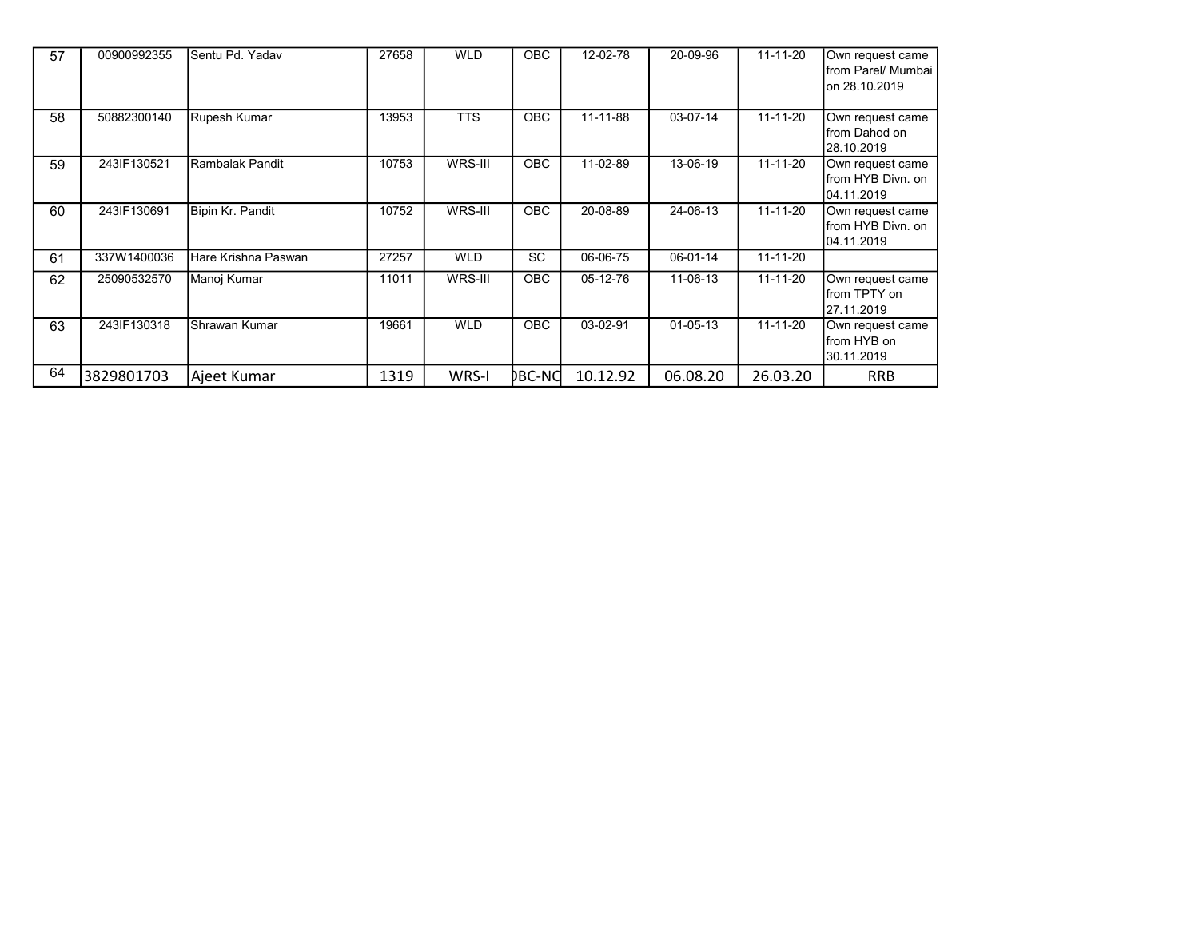| | | | | | | | | | |
|---|---|---|---|---|---|---|---|---|---|
| 57 | 00900992355 | Sentu Pd. Yadav | 27658 | WLD | OBC | 12-02-78 | 20-09-96 | 11-11-20 | Own request came from Parel/ Mumbai on 28.10.2019 |
| 58 | 50882300140 | Rupesh Kumar | 13953 | TTS | OBC | 11-11-88 | 03-07-14 | 11-11-20 | Own request came from Dahod on 28.10.2019 |
| 59 | 243IF130521 | Rambalak Pandit | 10753 | WRS-III | OBC | 11-02-89 | 13-06-19 | 11-11-20 | Own request came from HYB Divn. on 04.11.2019 |
| 60 | 243IF130691 | Bipin Kr. Pandit | 10752 | WRS-III | OBC | 20-08-89 | 24-06-13 | 11-11-20 | Own request came from HYB Divn. on 04.11.2019 |
| 61 | 337W1400036 | Hare Krishna Paswan | 27257 | WLD | SC | 06-06-75 | 06-01-14 | 11-11-20 | |
| 62 | 25090532570 | Manoj Kumar | 11011 | WRS-III | OBC | 05-12-76 | 11-06-13 | 11-11-20 | Own request came from TPTY on 27.11.2019 |
| 63 | 243IF130318 | Shrawan Kumar | 19661 | WLD | OBC | 03-02-91 | 01-05-13 | 11-11-20 | Own request came from HYB on 30.11.2019 |
| 64 | 3829801703 | Ajeet Kumar | 1319 | WRS-I | OBC-NC | 10.12.92 | 06.08.20 | 26.03.20 | RRB |